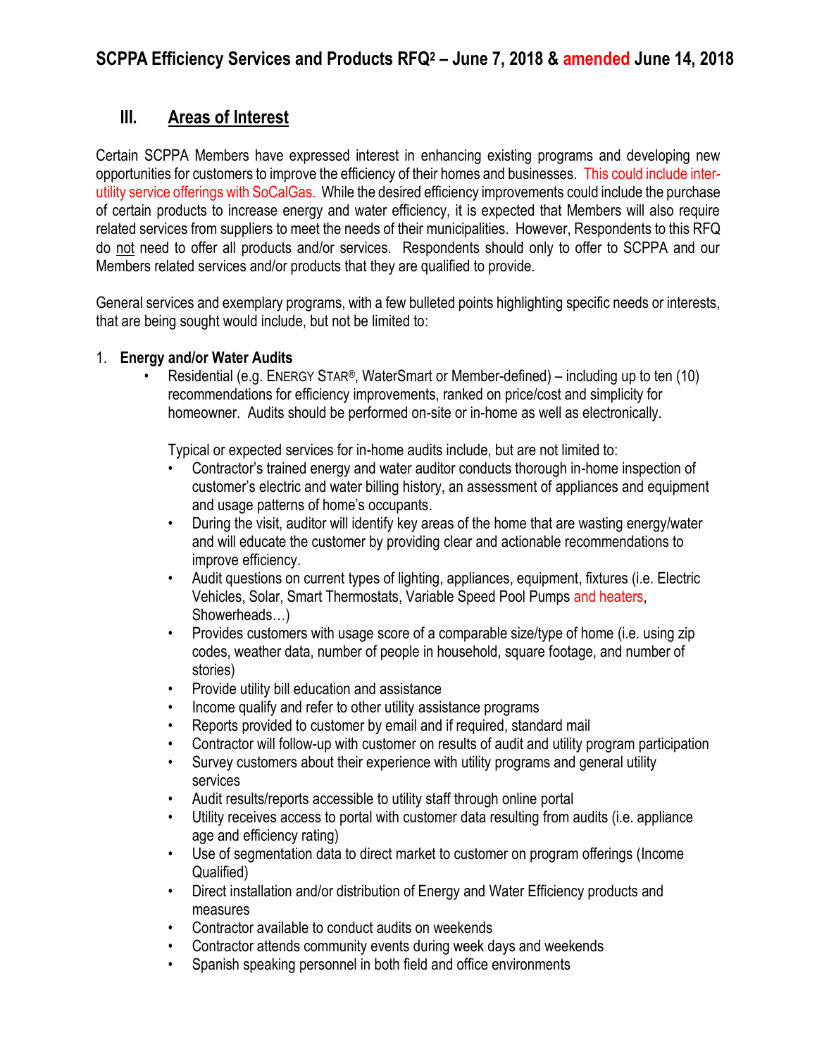# SCPPA Efficiency Services and Products RFQ[2] – June 7, 2018 & amended June 14, 2018

## III. Areas of Interest

Certain SCPPA Members have expressed interest in enhancing existing programs and developing new opportunities for customers to improve the efficiency of their homes and businesses. This could include inter-utility service offerings with SoCalGas. While the desired efficiency improvements could include the purchase of certain products to increase energy and water efficiency, it is expected that Members will also require related services from suppliers to meet the needs of their municipalities. However, Respondents to this RFQ do not need to offer all products and/or services. Respondents should only to offer to SCPPA and our Members related services and/or products that they are qualified to provide.

General services and exemplary programs, with a few bulleted points highlighting specific needs or interests, that are being sought would include, but not be limited to:

1. **Energy and/or Water Audits**
   - Residential (e.g. ENERGY STAR®, WaterSmart or Member-defined) – including up to ten (10) recommendations for efficiency improvements, ranked on price/cost and simplicity for homeowner. Audits should be performed on-site or in-home as well as electronically.

     Typical or expected services for in-home audits include, but are not limited to:
     - Contractor's trained energy and water auditor conducts thorough in-home inspection of customer's electric and water billing history, an assessment of appliances and equipment and usage patterns of home's occupants.
     - During the visit, auditor will identify key areas of the home that are wasting energy/water and will educate the customer by providing clear and actionable recommendations to improve efficiency.
     - Audit questions on current types of lighting, appliances, equipment, fixtures (i.e. Electric Vehicles, Solar, Smart Thermostats, Variable Speed Pool Pumps and heaters, Showerheads…)
     - Provides customers with usage score of a comparable size/type of home (i.e. using zip codes, weather data, number of people in household, square footage, and number of stories)
     - Provide utility bill education and assistance
     - Income qualify and refer to other utility assistance programs
     - Reports provided to customer by email and if required, standard mail
     - Contractor will follow-up with customer on results of audit and utility program participation
     - Survey customers about their experience with utility programs and general utility services
     - Audit results/reports accessible to utility staff through online portal
     - Utility receives access to portal with customer data resulting from audits (i.e. appliance age and efficiency rating)
     - Use of segmentation data to direct market to customer on program offerings (Income Qualified)
     - Direct installation and/or distribution of Energy and Water Efficiency products and measures
     - Contractor available to conduct audits on weekends
     - Contractor attends community events during week days and weekends
     - Spanish speaking personnel in both field and office environments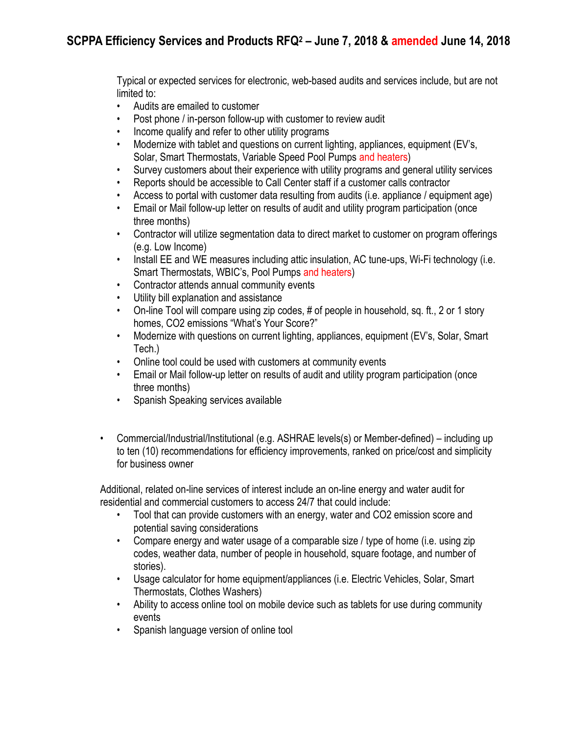Typical or expected services for electronic, web-based audits and services include, but are not limited to:

- Audits are emailed to customer
- Post phone / in-person follow-up with customer to review audit
- Income qualify and refer to other utility programs
- Modernize with tablet and questions on current lighting, appliances, equipment (EV's, Solar, Smart Thermostats, Variable Speed Pool Pumps and heaters)
- Survey customers about their experience with utility programs and general utility services
- Reports should be accessible to Call Center staff if a customer calls contractor
- Access to portal with customer data resulting from audits (i.e. appliance / equipment age)
- Email or Mail follow-up letter on results of audit and utility program participation (once three months)
- Contractor will utilize segmentation data to direct market to customer on program offerings (e.g. Low Income)
- Install EE and WE measures including attic insulation, AC tune-ups, Wi-Fi technology (i.e. Smart Thermostats, WBIC's, Pool Pumps and heaters)
- Contractor attends annual community events
- Utility bill explanation and assistance
- On-line Tool will compare using zip codes, # of people in household, sq. ft., 2 or 1 story homes, $CO_2$ emissions "What's Your Score?"
- Modernize with questions on current lighting, appliances, equipment (EV's, Solar, Smart Tech.)
- Online tool could be used with customers at community events
- Email or Mail follow-up letter on results of audit and utility program participation (once three months)
- Spanish Speaking services available

- Commercial/Industrial/Institutional (e.g. ASHRAE levels(s) or Member-defined) – including up to ten (10) recommendations for efficiency improvements, ranked on price/cost and simplicity for business owner

Additional, related on-line services of interest include an on-line energy and water audit for residential and commercial customers to access 24/7 that could include:

- Tool that can provide customers with an energy, water and $CO_2$ emission score and potential saving considerations
- Compare energy and water usage of a comparable size / type of home (i.e. using zip codes, weather data, number of people in household, square footage, and number of stories).
- Usage calculator for home equipment/appliances (i.e. Electric Vehicles, Solar, Smart Thermostats, Clothes Washers)
- Ability to access online tool on mobile device such as tablets for use during community events
- Spanish language version of online tool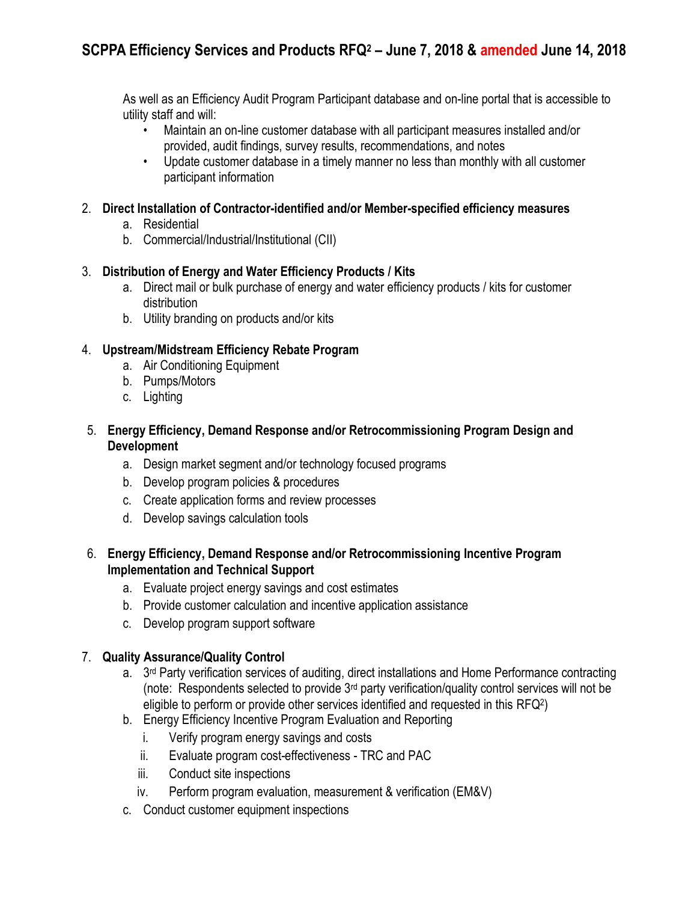As well as an Efficiency Audit Program Participant database and on-line portal that is accessible to utility staff and will:

- Maintain an on-line customer database with all participant measures installed and/or provided, audit findings, survey results, recommendations, and notes
- Update customer database in a timely manner no less than monthly with all customer participant information

2. **Direct Installation of Contractor-identified and/or Member-specified efficiency measures**
   a. Residential
   b. Commercial/Industrial/Institutional (CII)

3. **Distribution of Energy and Water Efficiency Products / Kits**
   a. Direct mail or bulk purchase of energy and water efficiency products / kits for customer distribution
   b. Utility branding on products and/or kits

4. **Upstream/Midstream Efficiency Rebate Program**
   a. Air Conditioning Equipment
   b. Pumps/Motors
   c. Lighting

5. **Energy Efficiency, Demand Response and/or Retrocommissioning Program Design and Development**
   a. Design market segment and/or technology focused programs
   b. Develop program policies & procedures
   c. Create application forms and review processes
   d. Develop savings calculation tools

6. **Energy Efficiency, Demand Response and/or Retrocommissioning Incentive Program Implementation and Technical Support**
   a. Evaluate project energy savings and cost estimates
   b. Provide customer calculation and incentive application assistance
   c. Develop program support software

7. **Quality Assurance/Quality Control**
   a. 3rd Party verification services of auditing, direct installations and Home Performance contracting (note: Respondents selected to provide 3rd party verification/quality control services will not be eligible to perform or provide other services identified and requested in this RFQ²)
   b. Energy Efficiency Incentive Program Evaluation and Reporting
      i. Verify program energy savings and costs
      ii. Evaluate program cost-effectiveness - TRC and PAC
      iii. Conduct site inspections
      iv. Perform program evaluation, measurement & verification (EM&V)
   c. Conduct customer equipment inspections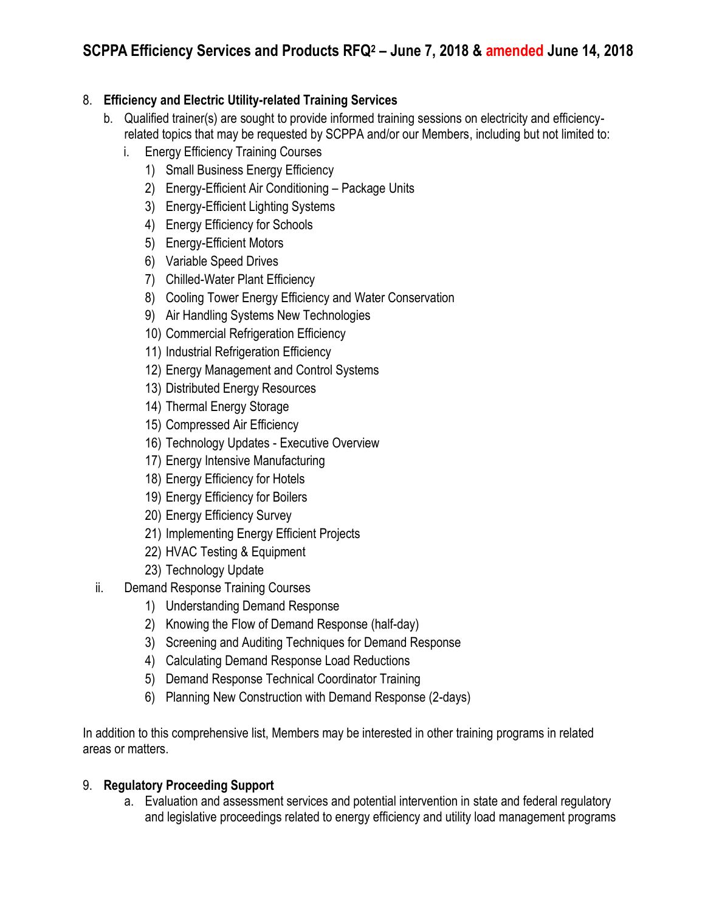8. **Efficiency and Electric Utility-related Training Services**
    b. Qualified trainer(s) are sought to provide informed training sessions on electricity and efficiency-related topics that may be requested by SCPPA and/or our Members, including but not limited to:
        i. Energy Efficiency Training Courses
            1) Small Business Energy Efficiency
            2) Energy-Efficient Air Conditioning – Package Units
            3) Energy-Efficient Lighting Systems
            4) Energy Efficiency for Schools
            5) Energy-Efficient Motors
            6) Variable Speed Drives
            7) Chilled-Water Plant Efficiency
            8) Cooling Tower Energy Efficiency and Water Conservation
            9) Air Handling Systems New Technologies
            10) Commercial Refrigeration Efficiency
            11) Industrial Refrigeration Efficiency
            12) Energy Management and Control Systems
            13) Distributed Energy Resources
            14) Thermal Energy Storage
            15) Compressed Air Efficiency
            16) Technology Updates - Executive Overview
            17) Energy Intensive Manufacturing
            18) Energy Efficiency for Hotels
            19) Energy Efficiency for Boilers
            20) Energy Efficiency Survey
            21) Implementing Energy Efficient Projects
            22) HVAC Testing & Equipment
            23) Technology Update
        ii. Demand Response Training Courses
            1) Understanding Demand Response
            2) Knowing the Flow of Demand Response (half-day)
            3) Screening and Auditing Techniques for Demand Response
            4) Calculating Demand Response Load Reductions
            5) Demand Response Technical Coordinator Training
            6) Planning New Construction with Demand Response (2-days)

In addition to this comprehensive list, Members may be interested in other training programs in related areas or matters.

9. **Regulatory Proceeding Support**
    a. Evaluation and assessment services and potential intervention in state and federal regulatory and legislative proceedings related to energy efficiency and utility load management programs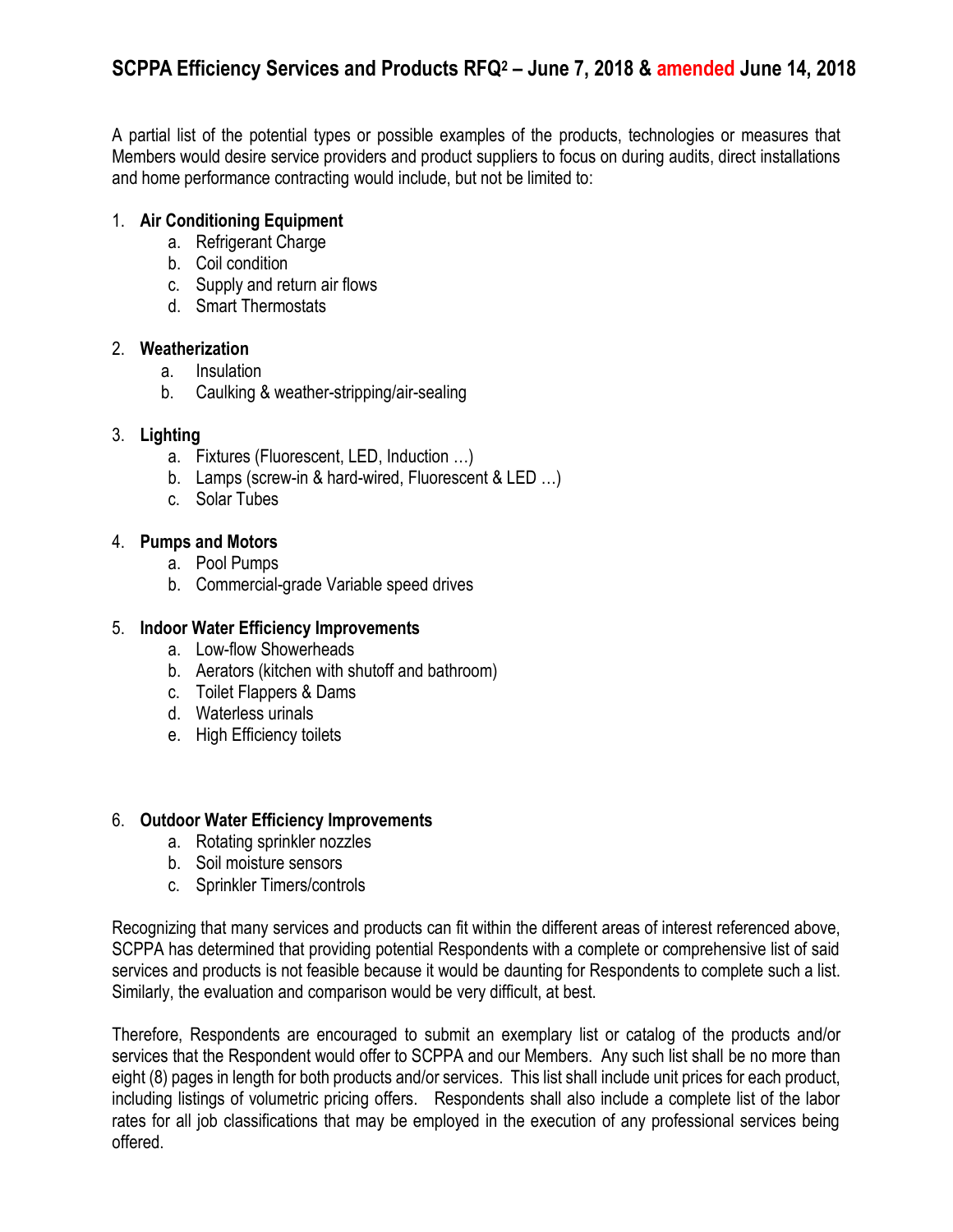## SCPPA Efficiency Services and Products RFQ[2] – June 7, 2018 & amended June 14, 2018

A partial list of the potential types or possible examples of the products, technologies or measures that Members would desire service providers and product suppliers to focus on during audits, direct installations and home performance contracting would include, but not be limited to:

1. **Air Conditioning Equipment**
    a. Refrigerant Charge
    b. Coil condition
    c. Supply and return air flows
    d. Smart Thermostats

2. **Weatherization**
    a. Insulation
    b. Caulking & weather-stripping/air-sealing

3. **Lighting**
    a. Fixtures (Fluorescent, LED, Induction …)
    b. Lamps (screw-in & hard-wired, Fluorescent & LED …)
    c. Solar Tubes

4. **Pumps and Motors**
    a. Pool Pumps
    b. Commercial-grade Variable speed drives

5. **Indoor Water Efficiency Improvements**
    a. Low-flow Showerheads
    b. Aerators (kitchen with shutoff and bathroom)
    c. Toilet Flappers & Dams
    d. Waterless urinals
    e. High Efficiency toilets

6. **Outdoor Water Efficiency Improvements**
    a. Rotating sprinkler nozzles
    b. Soil moisture sensors
    c. Sprinkler Timers/controls

Recognizing that many services and products can fit within the different areas of interest referenced above, SCPPA has determined that providing potential Respondents with a complete or comprehensive list of said services and products is not feasible because it would be daunting for Respondents to complete such a list. Similarly, the evaluation and comparison would be very difficult, at best.

Therefore, Respondents are encouraged to submit an exemplary list or catalog of the products and/or services that the Respondent would offer to SCPPA and our Members. Any such list shall be no more than eight (8) pages in length for both products and/or services. This list shall include unit prices for each product, including listings of volumetric pricing offers. Respondents shall also include a complete list of the labor rates for all job classifications that may be employed in the execution of any professional services being offered.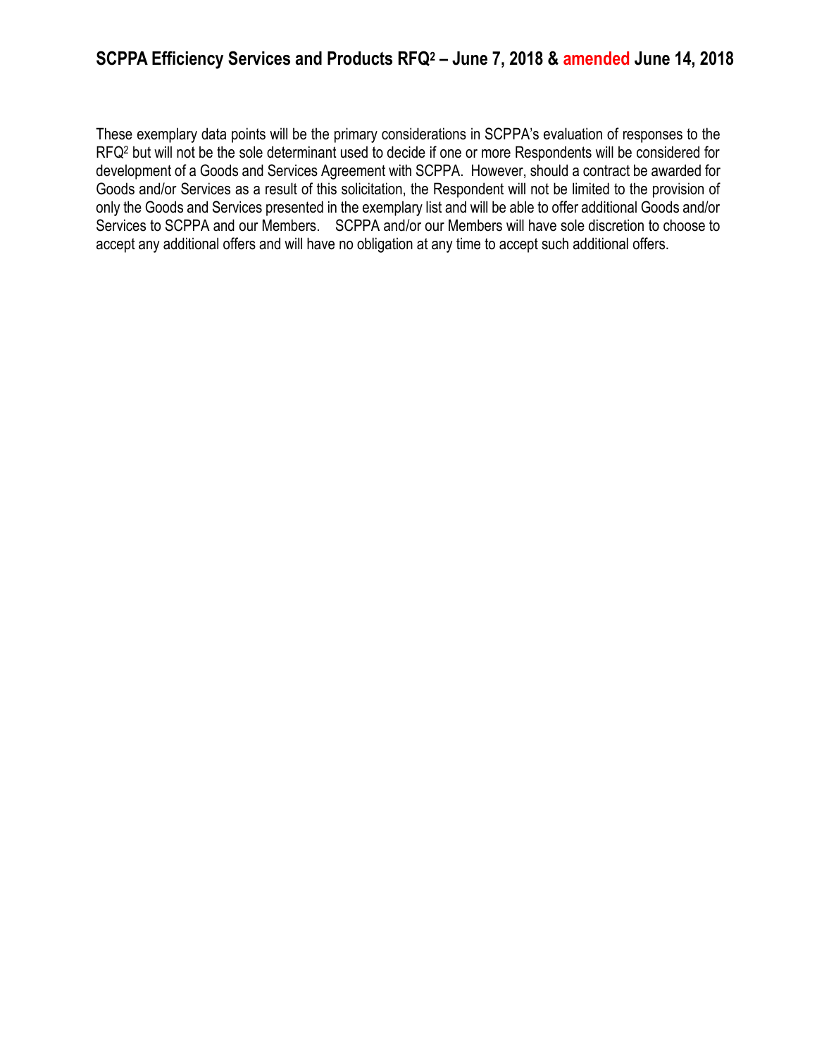These exemplary data points will be the primary considerations in SCPPA's evaluation of responses to the RFQ[2] but will not be the sole determinant used to decide if one or more Respondents will be considered for development of a Goods and Services Agreement with SCPPA. However, should a contract be awarded for Goods and/or Services as a result of this solicitation, the Respondent will not be limited to the provision of only the Goods and Services presented in the exemplary list and will be able to offer additional Goods and/or Services to SCPPA and our Members. SCPPA and/or our Members will have sole discretion to choose to accept any additional offers and will have no obligation at any time to accept such additional offers.